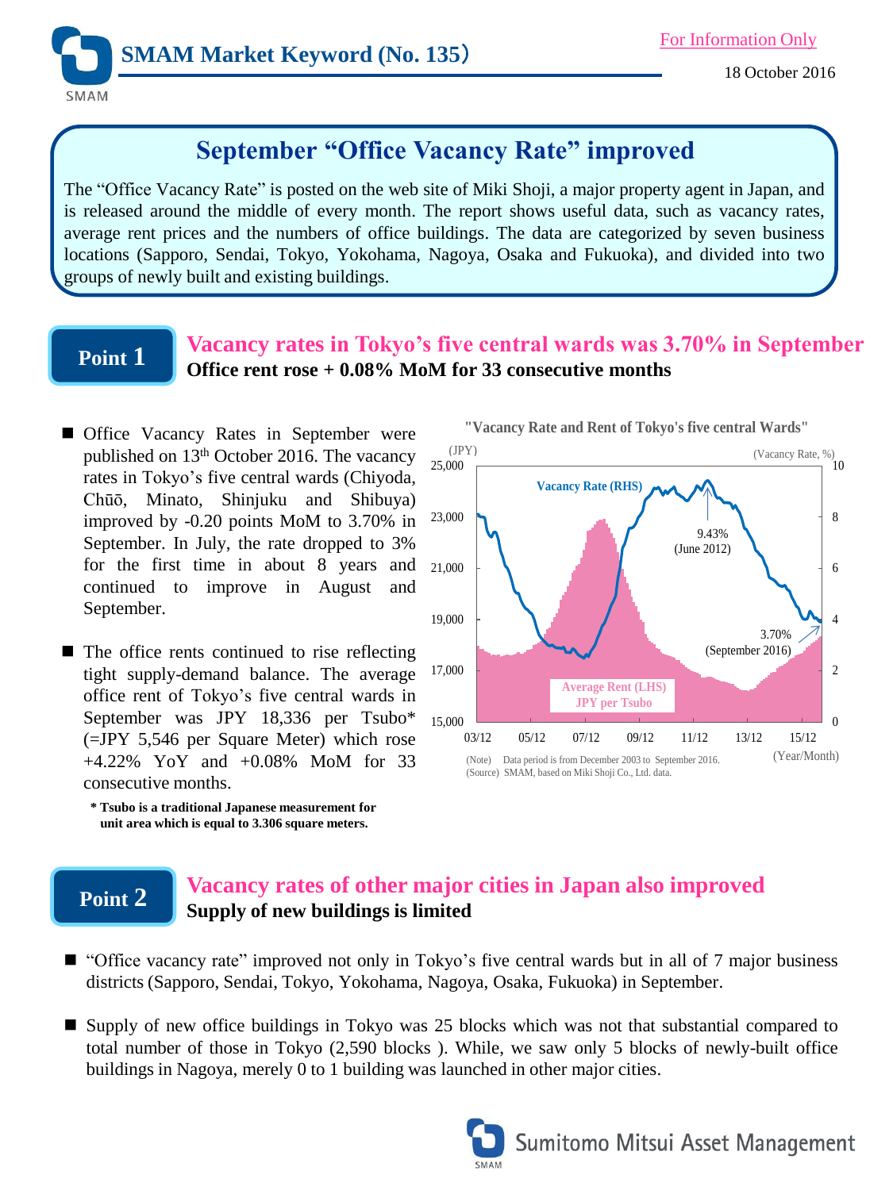SMAM Market Keyword (No. 135)

For Information Only

18 October 2016

# September "Office Vacancy Rate" improved

The "Office Vacancy Rate" is posted on the web site of Miki Shoji, a major property agent in Japan, and is released around the middle of every month. The report shows useful data, such as vacancy rates, average rent prices and the numbers of office buildings. The data are categorized by seven business locations (Sapporo, Sendai, Tokyo, Yokohama, Nagoya, Osaka and Fukuoka), and divided into two groups of newly built and existing buildings.

## Point 1

### Vacancy rates in Tokyo's five central wards was 3.70% in September

**Office rent rose + 0.08% MoM for 33 consecutive months**

- Office Vacancy Rates in September were published on 13th October 2016. The vacancy rates in Tokyo's five central wards (Chiyoda, Chūō, Minato, Shinjuku and Shibuya) improved by -0.20 points MoM to 3.70% in September. In July, the rate dropped to 3% for the first time in about 8 years and continued to improve in August and September.
- The office rents continued to rise reflecting tight supply-demand balance. The average office rent of Tokyo's five central wards in September was JPY 18,336 per Tsubo* (=JPY 5,546 per Square Meter) which rose +4.22% YoY and +0.08% MoM for 33 consecutive months.

**\* Tsubo is a traditional Japanese measurement for unit area which is equal to 3.306 square meters.**

"Vacancy Rate and Rent of Tokyo's five central Wards"

(Note) Data period is from December 2003 to September 2016.
(Source) SMAM, based on Miki Shoji Co., Ltd. data.

## Point 2

### Vacancy rates of other major cities in Japan also improved

**Supply of new buildings is limited**

- "Office vacancy rate" improved not only in Tokyo's five central wards but in all of 7 major business districts (Sapporo, Sendai, Tokyo, Yokohama, Nagoya, Osaka, Fukuoka) in September.
- Supply of new office buildings in Tokyo was 25 blocks which was not that substantial compared to total number of those in Tokyo (2,590 blocks ). While, we saw only 5 blocks of newly-built office buildings in Nagoya, merely 0 to 1 building was launched in other major cities.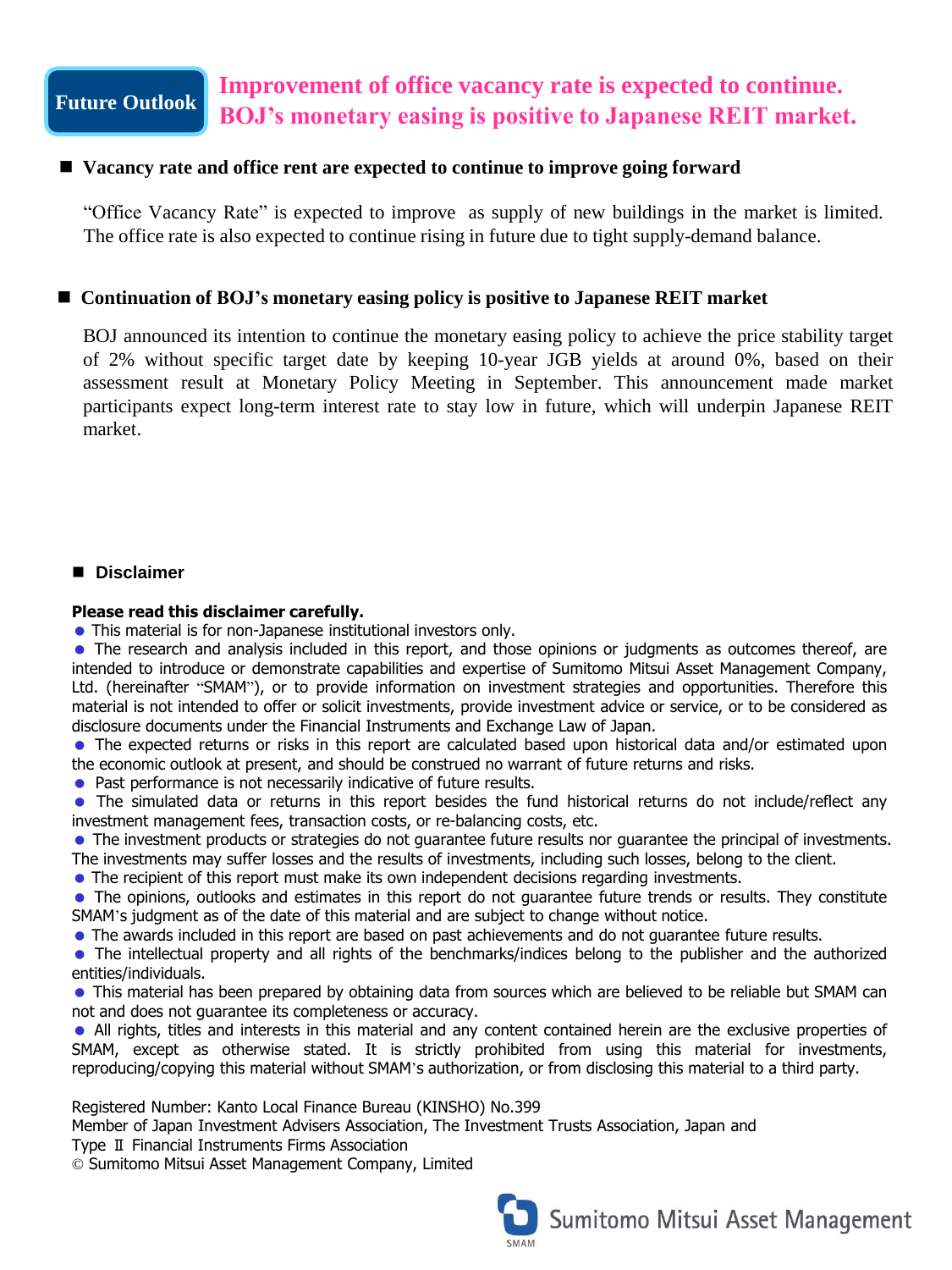**Future Outlook**

## Improvement of office vacancy rate is expected to continue. BOJ's monetary easing is positive to Japanese REIT market.

### ■ Vacancy rate and office rent are expected to continue to improve going forward

"Office Vacancy Rate" is expected to improve as supply of new buildings in the market is limited. The office rate is also expected to continue rising in future due to tight supply-demand balance.

### ■ Continuation of BOJ's monetary easing policy is positive to Japanese REIT market

BOJ announced its intention to continue the monetary easing policy to achieve the price stability target of 2% without specific target date by keeping 10-year JGB yields at around 0%, based on their assessment result at Monetary Policy Meeting in September. This announcement made market participants expect long-term interest rate to stay low in future, which will underpin Japanese REIT market.

### ■ Disclaimer

**Please read this disclaimer carefully.**

- This material is for non-Japanese institutional investors only.
- The research and analysis included in this report, and those opinions or judgments as outcomes thereof, are intended to introduce or demonstrate capabilities and expertise of Sumitomo Mitsui Asset Management Company, Ltd. (hereinafter "SMAM"), or to provide information on investment strategies and opportunities. Therefore this material is not intended to offer or solicit investments, provide investment advice or service, or to be considered as disclosure documents under the Financial Instruments and Exchange Law of Japan.
- The expected returns or risks in this report are calculated based upon historical data and/or estimated upon the economic outlook at present, and should be construed no warrant of future returns and risks.
- Past performance is not necessarily indicative of future results.
- The simulated data or returns in this report besides the fund historical returns do not include/reflect any investment management fees, transaction costs, or re-balancing costs, etc.
- The investment products or strategies do not guarantee future results nor guarantee the principal of investments. The investments may suffer losses and the results of investments, including such losses, belong to the client.
- The recipient of this report must make its own independent decisions regarding investments.
- The opinions, outlooks and estimates in this report do not guarantee future trends or results. They constitute SMAM's judgment as of the date of this material and are subject to change without notice.
- The awards included in this report are based on past achievements and do not guarantee future results.
- The intellectual property and all rights of the benchmarks/indices belong to the publisher and the authorized entities/individuals.
- This material has been prepared by obtaining data from sources which are believed to be reliable but SMAM can not and does not guarantee its completeness or accuracy.
- All rights, titles and interests in this material and any content contained herein are the exclusive properties of SMAM, except as otherwise stated. It is strictly prohibited from using this material for investments, reproducing/copying this material without SMAM's authorization, or from disclosing this material to a third party.

Registered Number: Kanto Local Finance Bureau (KINSHO) No.399
Member of Japan Investment Advisers Association, The Investment Trusts Association, Japan and Type Ⅱ Financial Instruments Firms Association
© Sumitomo Mitsui Asset Management Company, Limited

Sumitomo Mitsui Asset Management